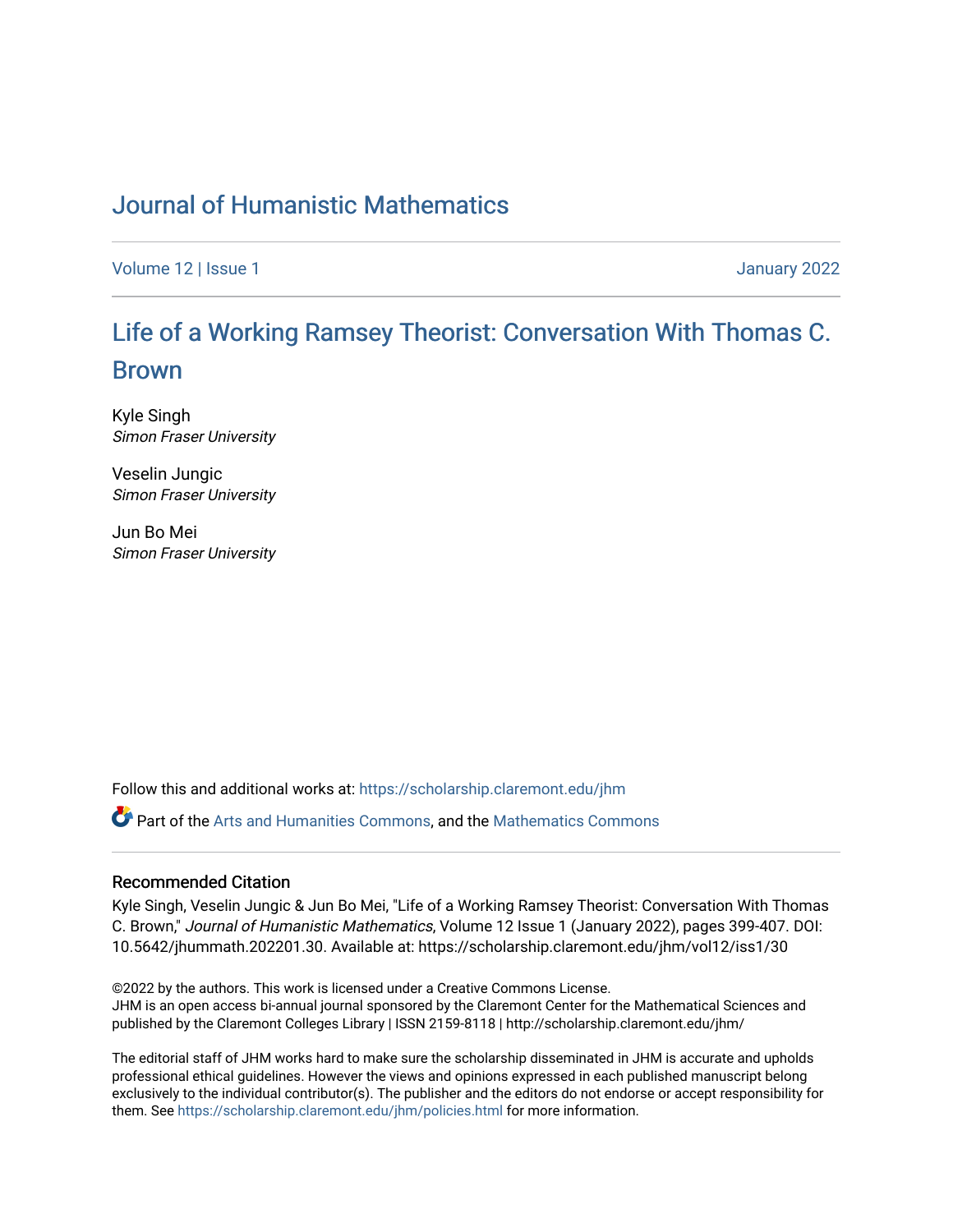# Journal of Humanistic Mathematics

Volume 12 | Issue 1 January 2022

## Life of a Working Ramsey Theorist: Conversation With Thomas C. Brown

Kyle Singh
*Simon Fraser University*

Veselin Jungic
*Simon Fraser University*

Jun Bo Mei
*Simon Fraser University*

Follow this and additional works at: https://scholarship.claremont.edu/jhm

Part of the Arts and Humanities Commons, and the Mathematics Commons

### Recommended Citation

Kyle Singh, Veselin Jungic & Jun Bo Mei, "Life of a Working Ramsey Theorist: Conversation With Thomas C. Brown," *Journal of Humanistic Mathematics*, Volume 12 Issue 1 (January 2022), pages 399-407. DOI: 10.5642/jhummath.202201.30. Available at: https://scholarship.claremont.edu/jhm/vol12/iss1/30

©2022 by the authors. This work is licensed under a Creative Commons License.
JHM is an open access bi-annual journal sponsored by the Claremont Center for the Mathematical Sciences and published by the Claremont Colleges Library | ISSN 2159-8118 | http://scholarship.claremont.edu/jhm/

The editorial staff of JHM works hard to make sure the scholarship disseminated in JHM is accurate and upholds professional ethical guidelines. However the views and opinions expressed in each published manuscript belong exclusively to the individual contributor(s). The publisher and the editors do not endorse or accept responsibility for them. See https://scholarship.claremont.edu/jhm/policies.html for more information.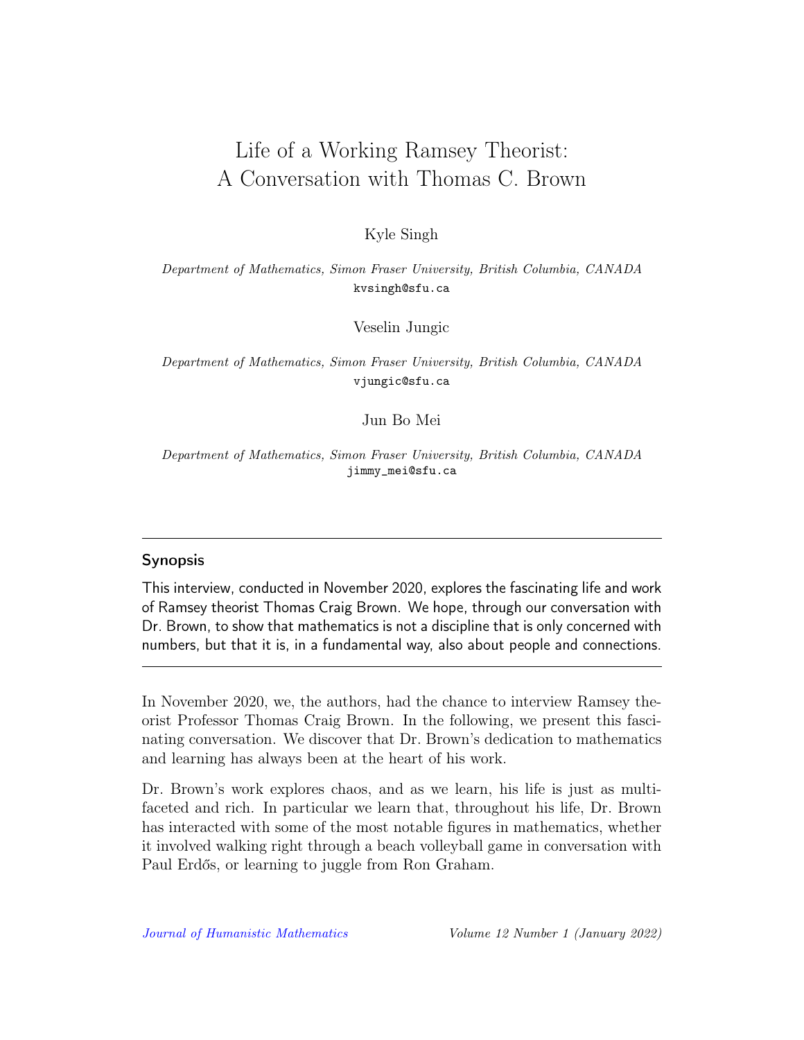# Life of a Working Ramsey Theorist: A Conversation with Thomas C. Brown

Kyle Singh

*Department of Mathematics, Simon Fraser University, British Columbia, CANADA*
kvsingh@sfu.ca

Veselin Jungic

*Department of Mathematics, Simon Fraser University, British Columbia, CANADA*
vjungic@sfu.ca

Jun Bo Mei

*Department of Mathematics, Simon Fraser University, British Columbia, CANADA*
jimmy_mei@sfu.ca

---

## Synopsis

This interview, conducted in November 2020, explores the fascinating life and work of Ramsey theorist Thomas Craig Brown. We hope, through our conversation with Dr. Brown, to show that mathematics is not a discipline that is only concerned with numbers, but that it is, in a fundamental way, also about people and connections.

---

In November 2020, we, the authors, had the chance to interview Ramsey theorist Professor Thomas Craig Brown. In the following, we present this fascinating conversation. We discover that Dr. Brown's dedication to mathematics and learning has always been at the heart of his work.

Dr. Brown's work explores chaos, and as we learn, his life is just as multifaceted and rich. In particular we learn that, throughout his life, Dr. Brown has interacted with some of the most notable figures in mathematics, whether it involved walking right through a beach volleyball game in conversation with Paul Erdős, or learning to juggle from Ron Graham.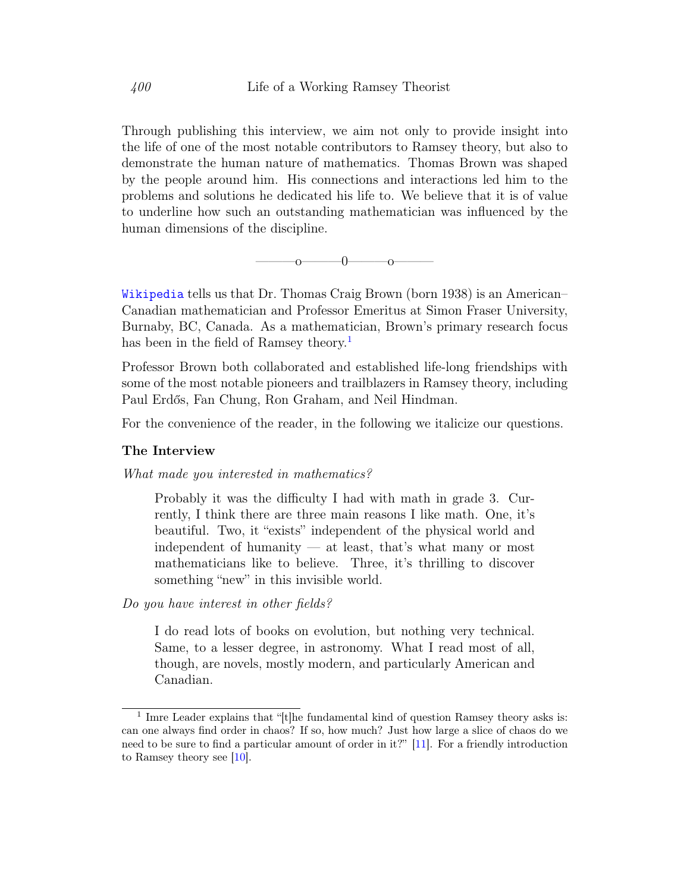Through publishing this interview, we aim not only to provide insight into the life of one of the most notable contributors to Ramsey theory, but also to demonstrate the human nature of mathematics. Thomas Brown was shaped by the people around him. His connections and interactions led him to the problems and solutions he dedicated his life to. We believe that it is of value to underline how such an outstanding mathematician was influenced by the human dimensions of the discipline.

———o———0———o———

Wikipedia tells us that Dr. Thomas Craig Brown (born 1938) is an American–Canadian mathematician and Professor Emeritus at Simon Fraser University, Burnaby, BC, Canada. As a mathematician, Brown's primary research focus has been in the field of Ramsey theory.[1]

Professor Brown both collaborated and established life-long friendships with some of the most notable pioneers and trailblazers in Ramsey theory, including Paul Erdős, Fan Chung, Ron Graham, and Neil Hindman.

For the convenience of the reader, in the following we italicize our questions.

### The Interview

*What made you interested in mathematics?*

> Probably it was the difficulty I had with math in grade 3. Currently, I think there are three main reasons I like math. One, it's beautiful. Two, it "exists" independent of the physical world and independent of humanity — at least, that's what many or most mathematicians like to believe. Three, it's thrilling to discover something "new" in this invisible world.

*Do you have interest in other fields?*

> I do read lots of books on evolution, but nothing very technical. Same, to a lesser degree, in astronomy. What I read most of all, though, are novels, mostly modern, and particularly American and Canadian.

---

[1] Imre Leader explains that "[t]he fundamental kind of question Ramsey theory asks is: can one always find order in chaos? If so, how much? Just how large a slice of chaos do we need to be sure to find a particular amount of order in it?" [11]. For a friendly introduction to Ramsey theory see [10].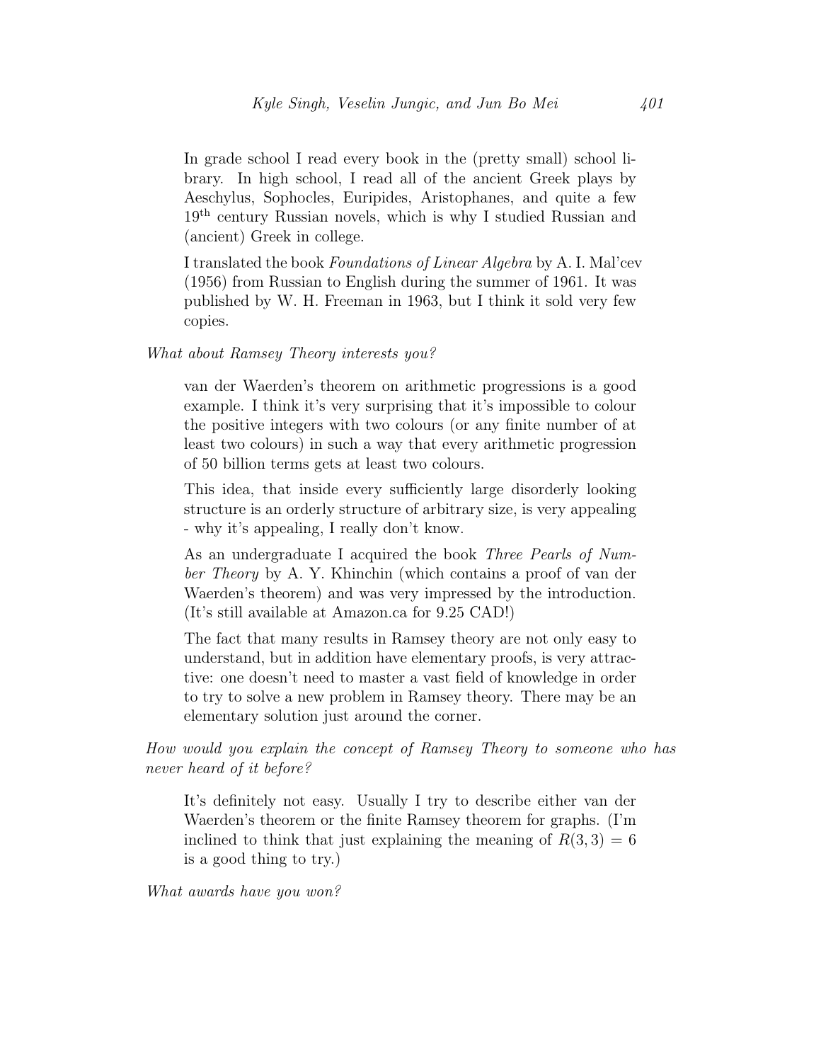In grade school I read every book in the (pretty small) school library. In high school, I read all of the ancient Greek plays by Aeschylus, Sophocles, Euripides, Aristophanes, and quite a few 19th century Russian novels, which is why I studied Russian and (ancient) Greek in college.

I translated the book *Foundations of Linear Algebra* by A. I. Mal'cev (1956) from Russian to English during the summer of 1961. It was published by W. H. Freeman in 1963, but I think it sold very few copies.

*What about Ramsey Theory interests you?*

van der Waerden's theorem on arithmetic progressions is a good example. I think it's very surprising that it's impossible to colour the positive integers with two colours (or any finite number of at least two colours) in such a way that every arithmetic progression of 50 billion terms gets at least two colours.

This idea, that inside every sufficiently large disorderly looking structure is an orderly structure of arbitrary size, is very appealing - why it's appealing, I really don't know.

As an undergraduate I acquired the book *Three Pearls of Number Theory* by A. Y. Khinchin (which contains a proof of van der Waerden's theorem) and was very impressed by the introduction. (It's still available at Amazon.ca for 9.25 CAD!)

The fact that many results in Ramsey theory are not only easy to understand, but in addition have elementary proofs, is very attractive: one doesn't need to master a vast field of knowledge in order to try to solve a new problem in Ramsey theory. There may be an elementary solution just around the corner.

*How would you explain the concept of Ramsey Theory to someone who has never heard of it before?*

It's definitely not easy. Usually I try to describe either van der Waerden's theorem or the finite Ramsey theorem for graphs. (I'm inclined to think that just explaining the meaning of $R(3, 3) = 6$ is a good thing to try.)

*What awards have you won?*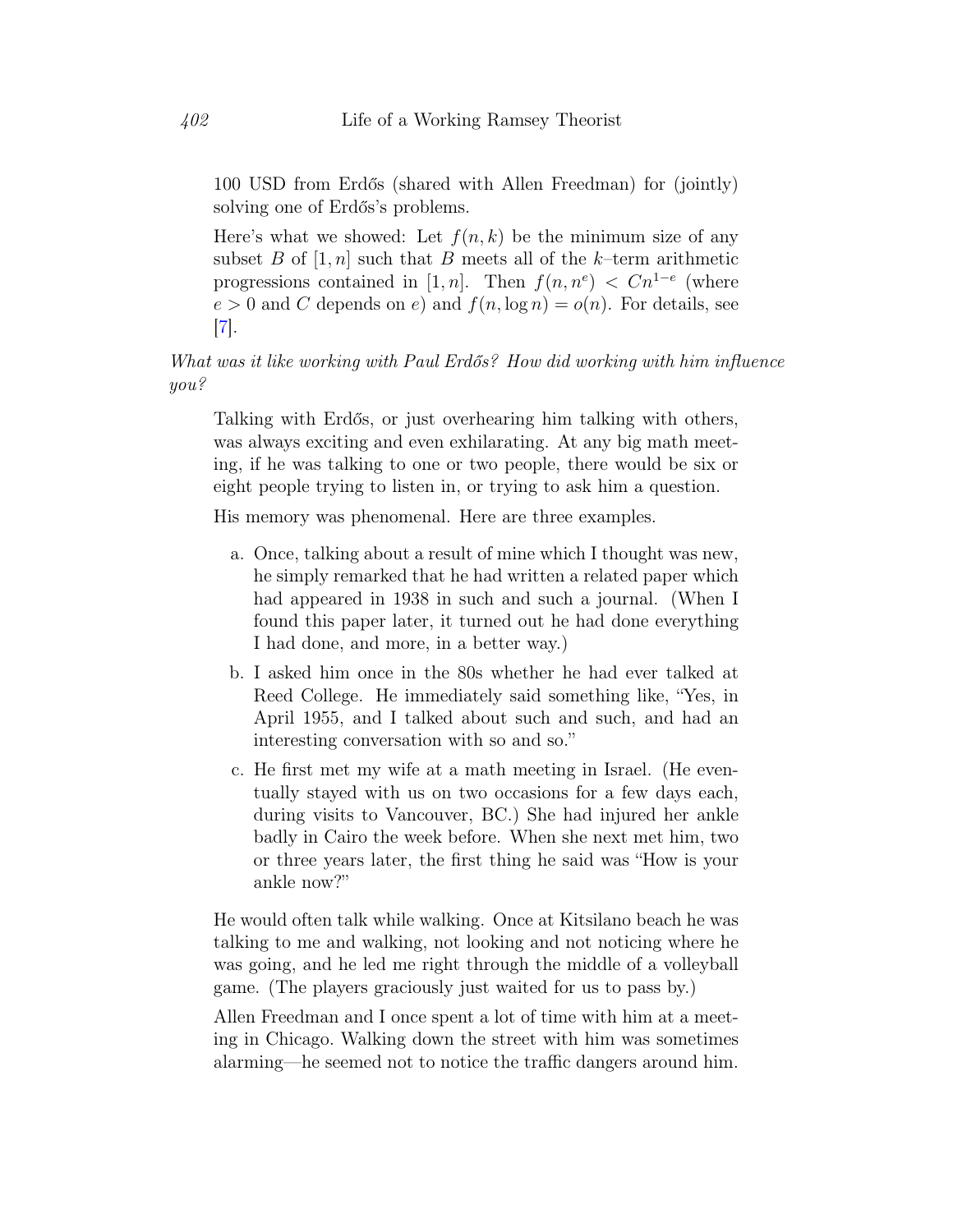100 USD from Erdős (shared with Allen Freedman) for (jointly) solving one of Erdős's problems.

Here's what we showed: Let $f(n, k)$ be the minimum size of any subset $B$ of $[1, n]$ such that $B$ meets all of the $k$–term arithmetic progressions contained in $[1, n]$. Then $f(n, n^e) < Cn^{1-e}$ (where $e > 0$ and $C$ depends on $e$) and $f(n, \log n) = o(n)$. For details, see [7].

*What was it like working with Paul Erdős? How did working with him influence you?*

Talking with Erdős, or just overhearing him talking with others, was always exciting and even exhilarating. At any big math meeting, if he was talking to one or two people, there would be six or eight people trying to listen in, or trying to ask him a question.

His memory was phenomenal. Here are three examples.

a. Once, talking about a result of mine which I thought was new, he simply remarked that he had written a related paper which had appeared in 1938 in such and such a journal. (When I found this paper later, it turned out he had done everything I had done, and more, in a better way.)

b. I asked him once in the 80s whether he had ever talked at Reed College. He immediately said something like, "Yes, in April 1955, and I talked about such and such, and had an interesting conversation with so and so."

c. He first met my wife at a math meeting in Israel. (He eventually stayed with us on two occasions for a few days each, during visits to Vancouver, BC.) She had injured her ankle badly in Cairo the week before. When she next met him, two or three years later, the first thing he said was "How is your ankle now?"

He would often talk while walking. Once at Kitsilano beach he was talking to me and walking, not looking and not noticing where he was going, and he led me right through the middle of a volleyball game. (The players graciously just waited for us to pass by.)

Allen Freedman and I once spent a lot of time with him at a meeting in Chicago. Walking down the street with him was sometimes alarming—he seemed not to notice the traffic dangers around him.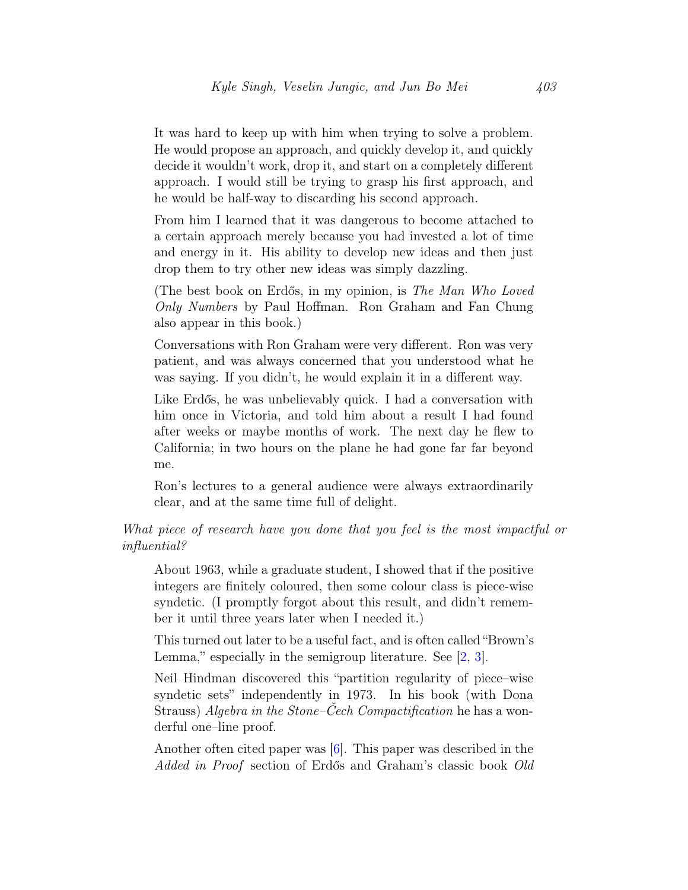It was hard to keep up with him when trying to solve a problem. He would propose an approach, and quickly develop it, and quickly decide it wouldn't work, drop it, and start on a completely different approach. I would still be trying to grasp his first approach, and he would be half-way to discarding his second approach.

From him I learned that it was dangerous to become attached to a certain approach merely because you had invested a lot of time and energy in it. His ability to develop new ideas and then just drop them to try other new ideas was simply dazzling.

(The best book on Erdős, in my opinion, is *The Man Who Loved Only Numbers* by Paul Hoffman. Ron Graham and Fan Chung also appear in this book.)

Conversations with Ron Graham were very different. Ron was very patient, and was always concerned that you understood what he was saying. If you didn't, he would explain it in a different way.

Like Erdős, he was unbelievably quick. I had a conversation with him once in Victoria, and told him about a result I had found after weeks or maybe months of work. The next day he flew to California; in two hours on the plane he had gone far far beyond me.

Ron's lectures to a general audience were always extraordinarily clear, and at the same time full of delight.

*What piece of research have you done that you feel is the most impactful or influential?*

About 1963, while a graduate student, I showed that if the positive integers are finitely coloured, then some colour class is piece-wise syndetic. (I promptly forgot about this result, and didn't remember it until three years later when I needed it.)

This turned out later to be a useful fact, and is often called "Brown's Lemma," especially in the semigroup literature. See [2, 3].

Neil Hindman discovered this "partition regularity of piece–wise syndetic sets" independently in 1973. In his book (with Dona Strauss) *Algebra in the Stone–Čech Compactification* he has a wonderful one–line proof.

Another often cited paper was [6]. This paper was described in the *Added in Proof* section of Erdős and Graham's classic book *Old*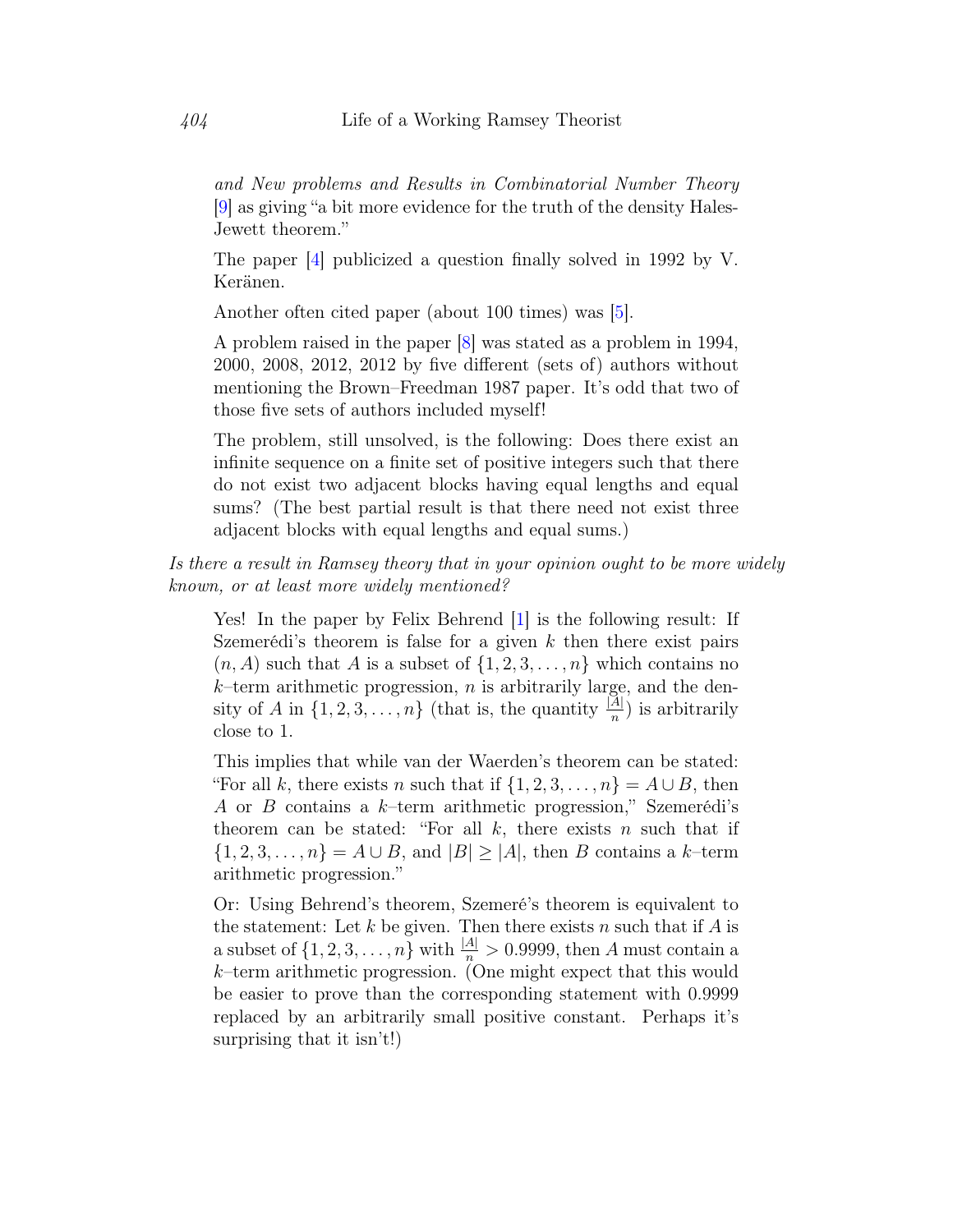*and New problems and Results in Combinatorial Number Theory* [9] as giving "a bit more evidence for the truth of the density Hales-Jewett theorem."

The paper [4] publicized a question finally solved in 1992 by V. Keränen.

Another often cited paper (about 100 times) was [5].

A problem raised in the paper [8] was stated as a problem in 1994, 2000, 2008, 2012, 2012 by five different (sets of) authors without mentioning the Brown–Freedman 1987 paper. It's odd that two of those five sets of authors included myself!

The problem, still unsolved, is the following: Does there exist an infinite sequence on a finite set of positive integers such that there do not exist two adjacent blocks having equal lengths and equal sums? (The best partial result is that there need not exist three adjacent blocks with equal lengths and equal sums.)

*Is there a result in Ramsey theory that in your opinion ought to be more widely known, or at least more widely mentioned?*

Yes! In the paper by Felix Behrend [1] is the following result: If Szemerédi's theorem is false for a given $k$ then there exist pairs $(n, A)$ such that $A$ is a subset of $\{1, 2, 3, \ldots, n\}$ which contains no $k$–term arithmetic progression, $n$ is arbitrarily large, and the density of $A$ in $\{1, 2, 3, \ldots, n\}$ (that is, the quantity $\frac{|A|}{n}$) is arbitrarily close to 1.

This implies that while van der Waerden's theorem can be stated: "For all $k$, there exists $n$ such that if $\{1, 2, 3, \ldots, n\} = A \cup B$, then $A$ or $B$ contains a $k$–term arithmetic progression," Szemerédi's theorem can be stated: "For all $k$, there exists $n$ such that if $\{1, 2, 3, \ldots, n\} = A \cup B$, and $|B| \geq |A|$, then $B$ contains a $k$–term arithmetic progression."

Or: Using Behrend's theorem, Szemeré's theorem is equivalent to the statement: Let $k$ be given. Then there exists $n$ such that if $A$ is a subset of $\{1, 2, 3, \ldots, n\}$ with $\frac{|A|}{n} > 0.9999$, then $A$ must contain a $k$–term arithmetic progression. (One might expect that this would be easier to prove than the corresponding statement with 0.9999 replaced by an arbitrarily small positive constant. Perhaps it's surprising that it isn't!)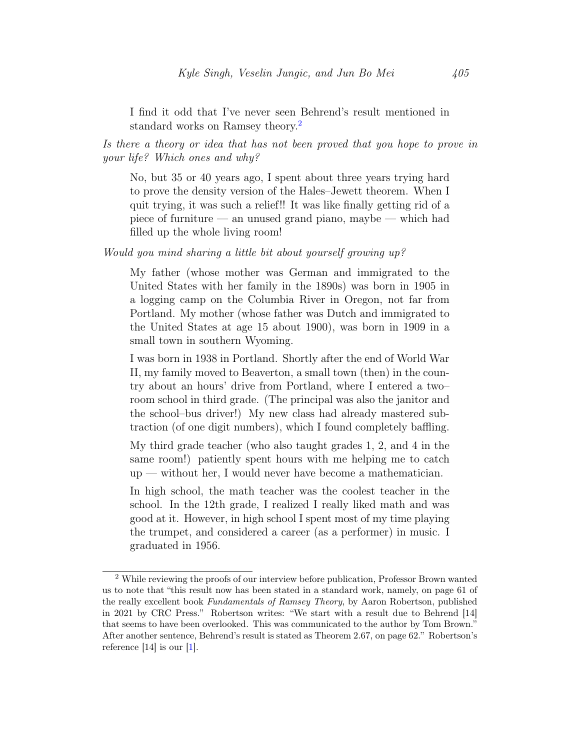> I find it odd that I've never seen Behrend's result mentioned in standard works on Ramsey theory.[2]

*Is there a theory or idea that has not been proved that you hope to prove in your life? Which ones and why?*

> No, but 35 or 40 years ago, I spent about three years trying hard to prove the density version of the Hales–Jewett theorem. When I quit trying, it was such a relief!! It was like finally getting rid of a piece of furniture — an unused grand piano, maybe — which had filled up the whole living room!

*Would you mind sharing a little bit about yourself growing up?*

> My father (whose mother was German and immigrated to the United States with her family in the 1890s) was born in 1905 in a logging camp on the Columbia River in Oregon, not far from Portland. My mother (whose father was Dutch and immigrated to the United States at age 15 about 1900), was born in 1909 in a small town in southern Wyoming.
>
> I was born in 1938 in Portland. Shortly after the end of World War II, my family moved to Beaverton, a small town (then) in the country about an hours' drive from Portland, where I entered a two–room school in third grade. (The principal was also the janitor and the school–bus driver!) My new class had already mastered subtraction (of one digit numbers), which I found completely baffling.
>
> My third grade teacher (who also taught grades 1, 2, and 4 in the same room!) patiently spent hours with me helping me to catch up — without her, I would never have become a mathematician.
>
> In high school, the math teacher was the coolest teacher in the school. In the 12th grade, I realized I really liked math and was good at it. However, in high school I spent most of my time playing the trumpet, and considered a career (as a performer) in music. I graduated in 1956.

---

[2] While reviewing the proofs of our interview before publication, Professor Brown wanted us to note that "this result now has been stated in a standard work, namely, on page 61 of the really excellent book *Fundamentals of Ramsey Theory*, by Aaron Robertson, published in 2021 by CRC Press." Robertson writes: "We start with a result due to Behrend [14] that seems to have been overlooked. This was communicated to the author by Tom Brown." After another sentence, Behrend's result is stated as Theorem 2.67, on page 62." Robertson's reference [14] is our [1].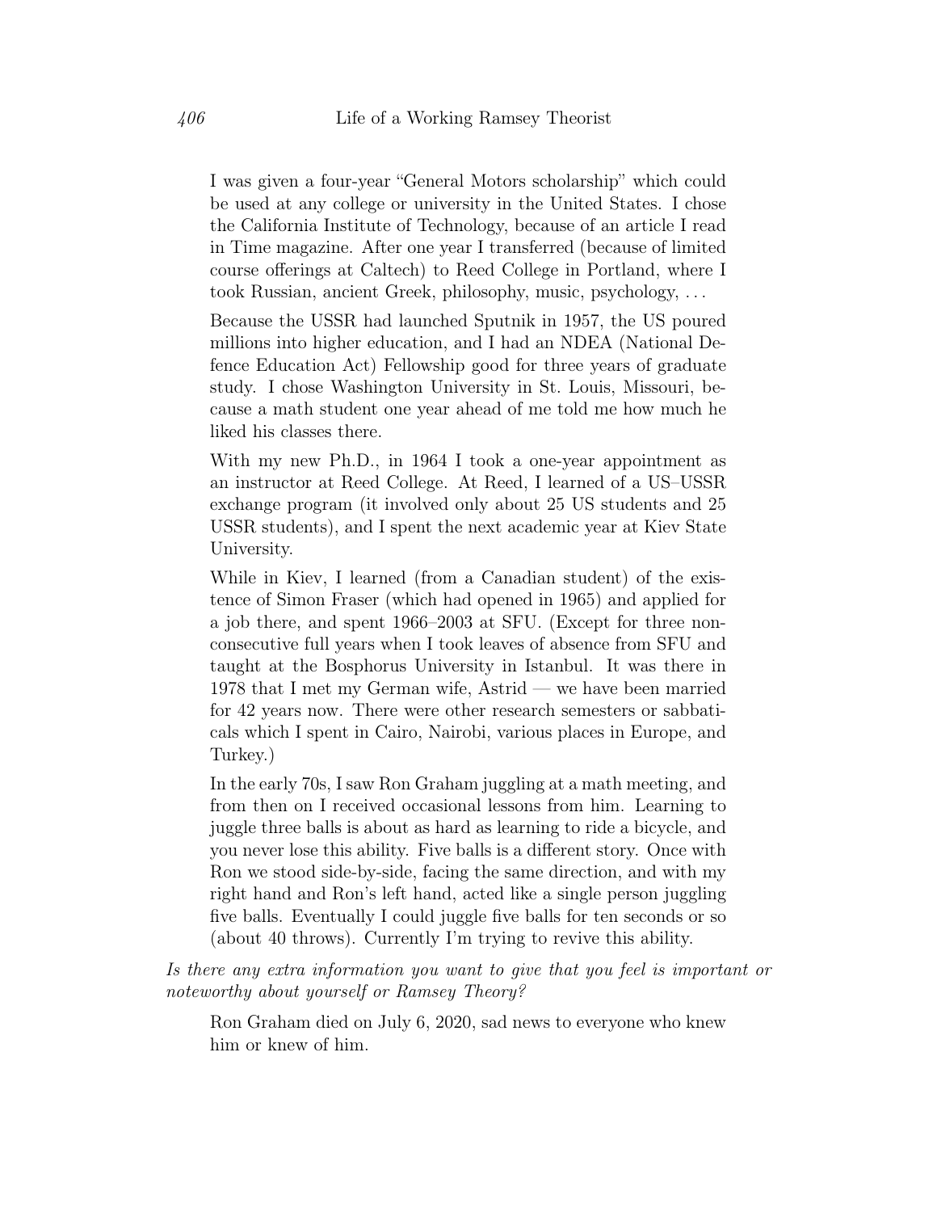I was given a four-year "General Motors scholarship" which could be used at any college or university in the United States. I chose the California Institute of Technology, because of an article I read in Time magazine. After one year I transferred (because of limited course offerings at Caltech) to Reed College in Portland, where I took Russian, ancient Greek, philosophy, music, psychology, ...

Because the USSR had launched Sputnik in 1957, the US poured millions into higher education, and I had an NDEA (National Defence Education Act) Fellowship good for three years of graduate study. I chose Washington University in St. Louis, Missouri, because a math student one year ahead of me told me how much he liked his classes there.

With my new Ph.D., in 1964 I took a one-year appointment as an instructor at Reed College. At Reed, I learned of a US–USSR exchange program (it involved only about 25 US students and 25 USSR students), and I spent the next academic year at Kiev State University.

While in Kiev, I learned (from a Canadian student) of the existence of Simon Fraser (which had opened in 1965) and applied for a job there, and spent 1966–2003 at SFU. (Except for three non-consecutive full years when I took leaves of absence from SFU and taught at the Bosphorus University in Istanbul. It was there in 1978 that I met my German wife, Astrid — we have been married for 42 years now. There were other research semesters or sabbaticals which I spent in Cairo, Nairobi, various places in Europe, and Turkey.)

In the early 70s, I saw Ron Graham juggling at a math meeting, and from then on I received occasional lessons from him. Learning to juggle three balls is about as hard as learning to ride a bicycle, and you never lose this ability. Five balls is a different story. Once with Ron we stood side-by-side, facing the same direction, and with my right hand and Ron's left hand, acted like a single person juggling five balls. Eventually I could juggle five balls for ten seconds or so (about 40 throws). Currently I'm trying to revive this ability.

*Is there any extra information you want to give that you feel is important or noteworthy about yourself or Ramsey Theory?*

Ron Graham died on July 6, 2020, sad news to everyone who knew him or knew of him.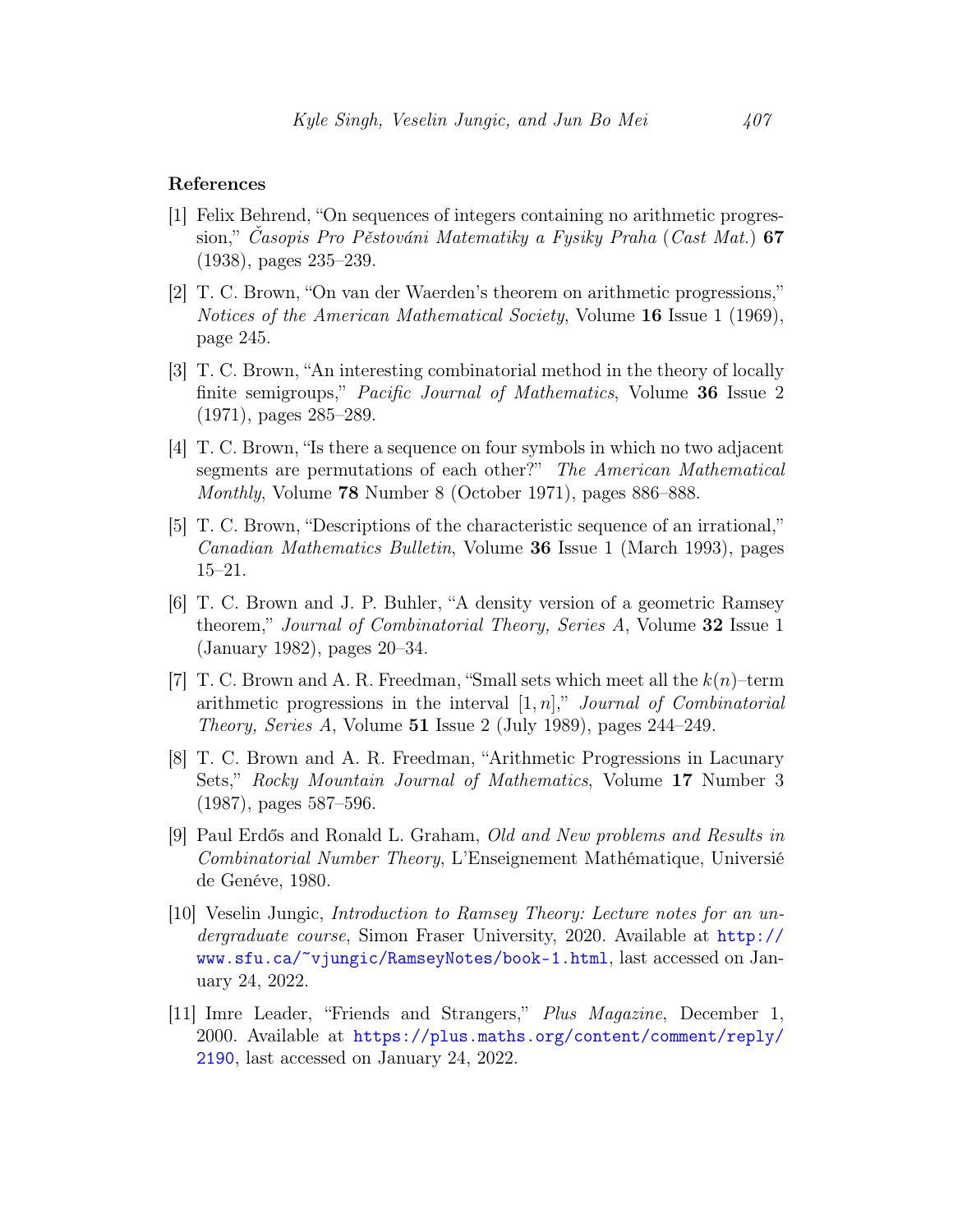## References

[1] Felix Behrend, "On sequences of integers containing no arithmetic progression," *Časopis Pro Pěstováni Matematiky a Fysiky Praha* (*Cast Mat.*) **67** (1938), pages 235–239.

[2] T. C. Brown, "On van der Waerden's theorem on arithmetic progressions," *Notices of the American Mathematical Society*, Volume **16** Issue 1 (1969), page 245.

[3] T. C. Brown, "An interesting combinatorial method in the theory of locally finite semigroups," *Pacific Journal of Mathematics*, Volume **36** Issue 2 (1971), pages 285–289.

[4] T. C. Brown, "Is there a sequence on four symbols in which no two adjacent segments are permutations of each other?" *The American Mathematical Monthly*, Volume **78** Number 8 (October 1971), pages 886–888.

[5] T. C. Brown, "Descriptions of the characteristic sequence of an irrational," *Canadian Mathematics Bulletin*, Volume **36** Issue 1 (March 1993), pages 15–21.

[6] T. C. Brown and J. P. Buhler, "A density version of a geometric Ramsey theorem," *Journal of Combinatorial Theory, Series A*, Volume **32** Issue 1 (January 1982), pages 20–34.

[7] T. C. Brown and A. R. Freedman, "Small sets which meet all the $k(n)$–term arithmetic progressions in the interval $[1, n]$," *Journal of Combinatorial Theory, Series A*, Volume **51** Issue 2 (July 1989), pages 244–249.

[8] T. C. Brown and A. R. Freedman, "Arithmetic Progressions in Lacunary Sets," *Rocky Mountain Journal of Mathematics*, Volume **17** Number 3 (1987), pages 587–596.

[9] Paul Erdős and Ronald L. Graham, *Old and New problems and Results in Combinatorial Number Theory*, L'Enseignement Mathématique, Universié de Genéve, 1980.

[10] Veselin Jungic, *Introduction to Ramsey Theory: Lecture notes for an undergraduate course*, Simon Fraser University, 2020. Available at http://www.sfu.ca/~vjungic/RamseyNotes/book-1.html, last accessed on January 24, 2022.

[11] Imre Leader, "Friends and Strangers," *Plus Magazine*, December 1, 2000. Available at https://plus.maths.org/content/comment/reply/2190, last accessed on January 24, 2022.